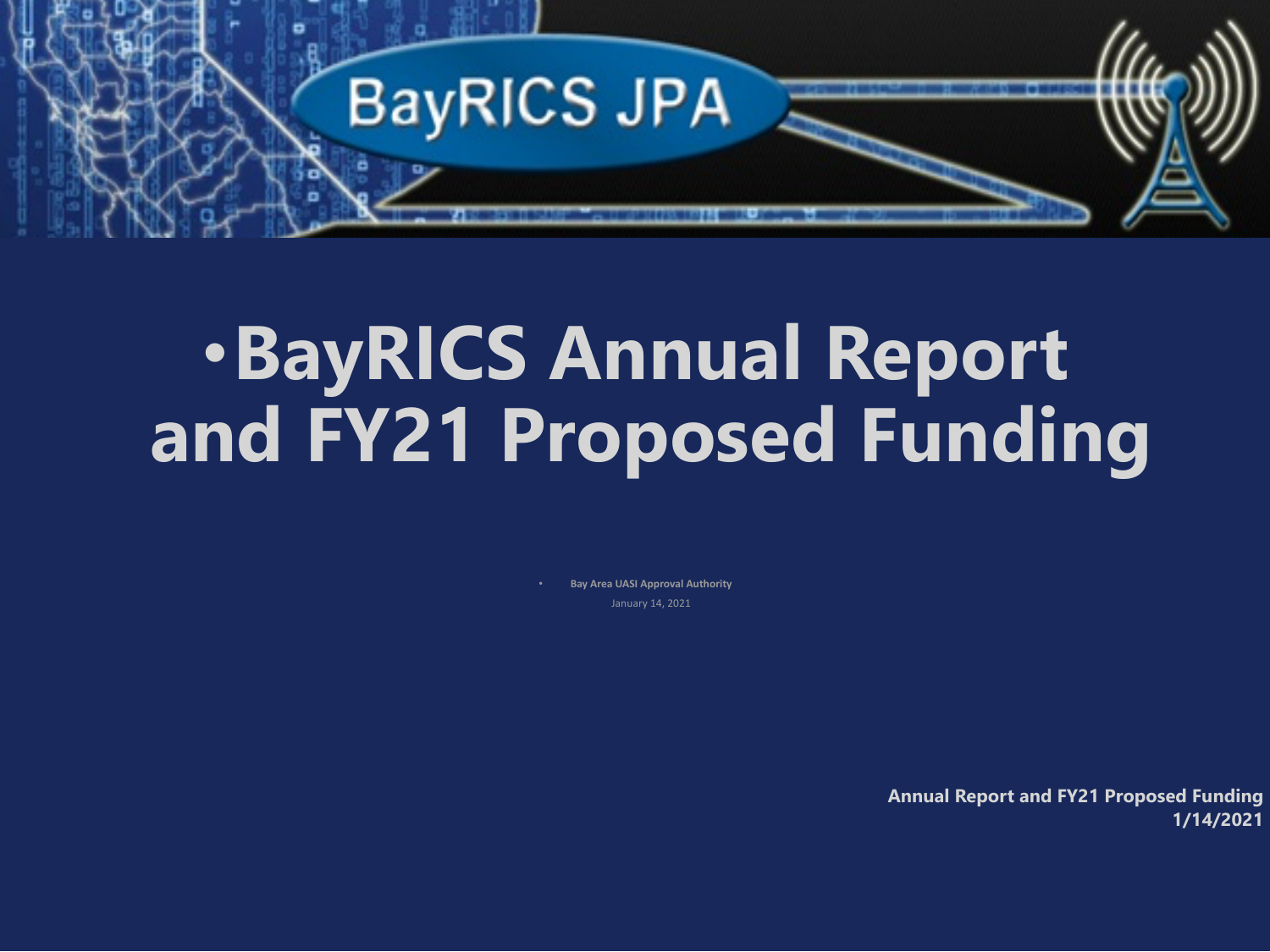BayRICS JPA

# BayRICS Annual Report and FY21 Proposed Funding

- **Bay Area UASI Approval Authority**

January 14, 2021

**Annual Report and FY21 Proposed Funding**
**1/14/2021**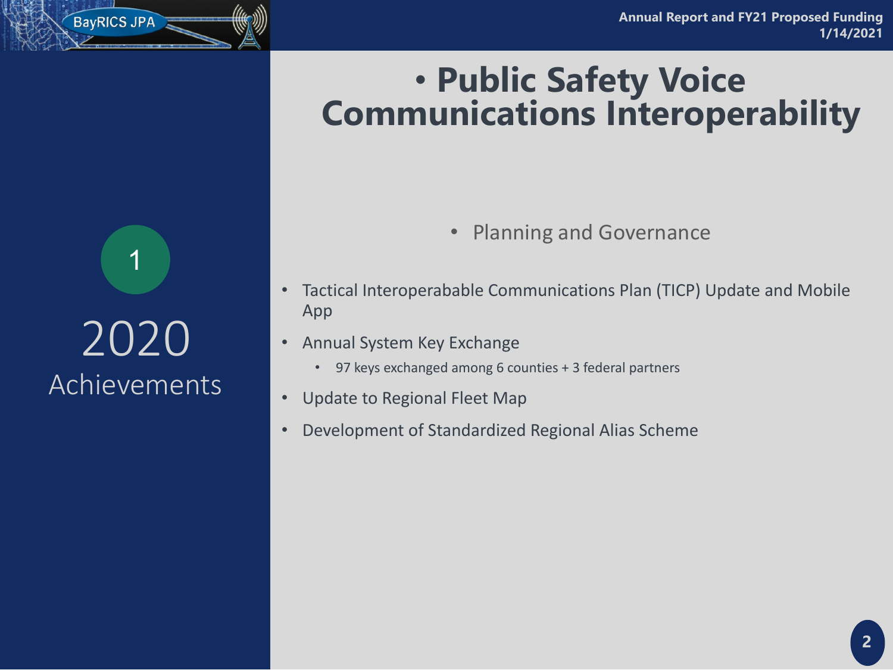# Public Safety Voice Communications Interoperability

1

2020
Achievements

- Planning and Governance

- Tactical Interoperabable Communications Plan (TICP) Update and Mobile App
- Annual System Key Exchange
  - 97 keys exchanged among 6 counties + 3 federal partners
- Update to Regional Fleet Map
- Development of Standardized Regional Alias Scheme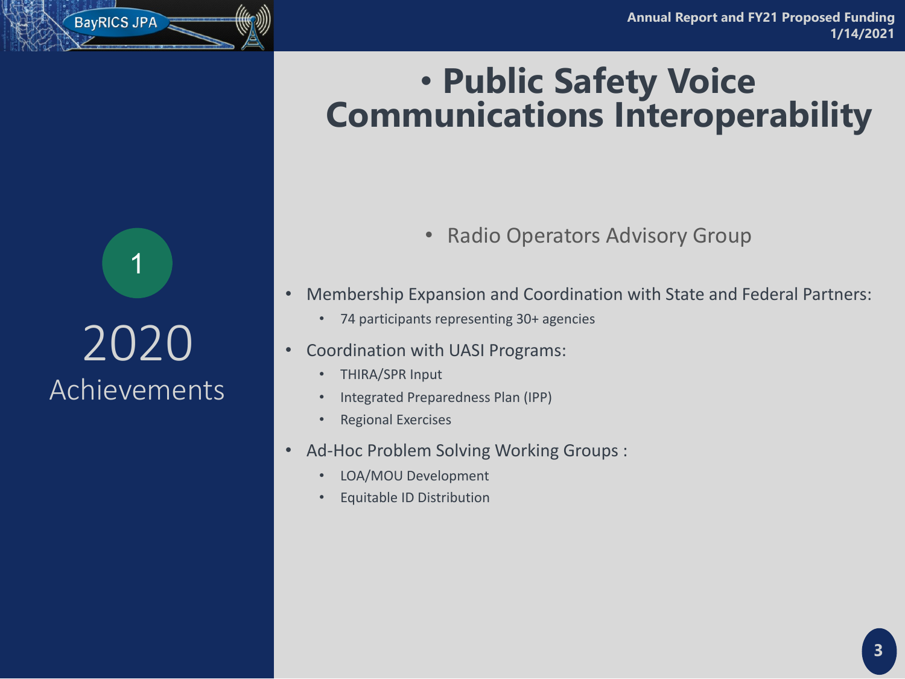# 1

# 2020 Achievements

## Public Safety Voice Communications Interoperability

- Radio Operators Advisory Group

- Membership Expansion and Coordination with State and Federal Partners:
  - 74 participants representing 30+ agencies
- Coordination with UASI Programs:
  - THIRA/SPR Input
  - Integrated Preparedness Plan (IPP)
  - Regional Exercises
- Ad-Hoc Problem Solving Working Groups :
  - LOA/MOU Development
  - Equitable ID Distribution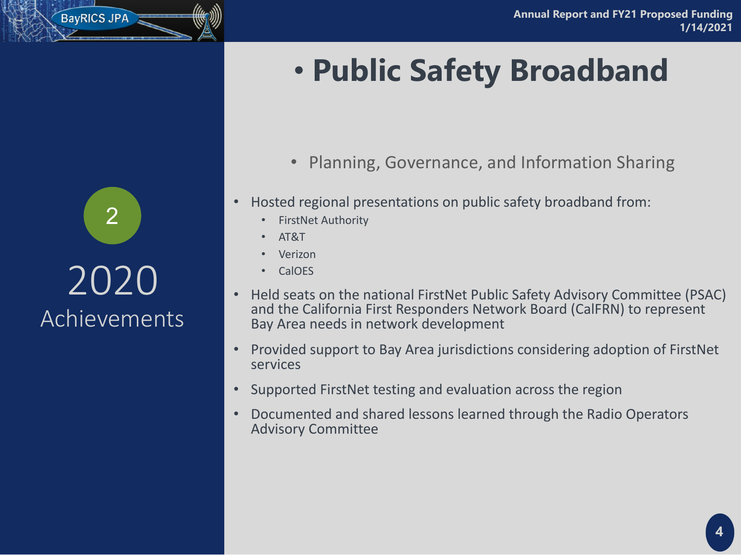2

2020 Achievements

# Public Safety Broadband

## Planning, Governance, and Information Sharing

- Hosted regional presentations on public safety broadband from:
  - FirstNet Authority
  - AT&T
  - Verizon
  - CalOES
- Held seats on the national FirstNet Public Safety Advisory Committee (PSAC) and the California First Responders Network Board (CalFRN) to represent Bay Area needs in network development
- Provided support to Bay Area jurisdictions considering adoption of FirstNet services
- Supported FirstNet testing and evaluation across the region
- Documented and shared lessons learned through the Radio Operators Advisory Committee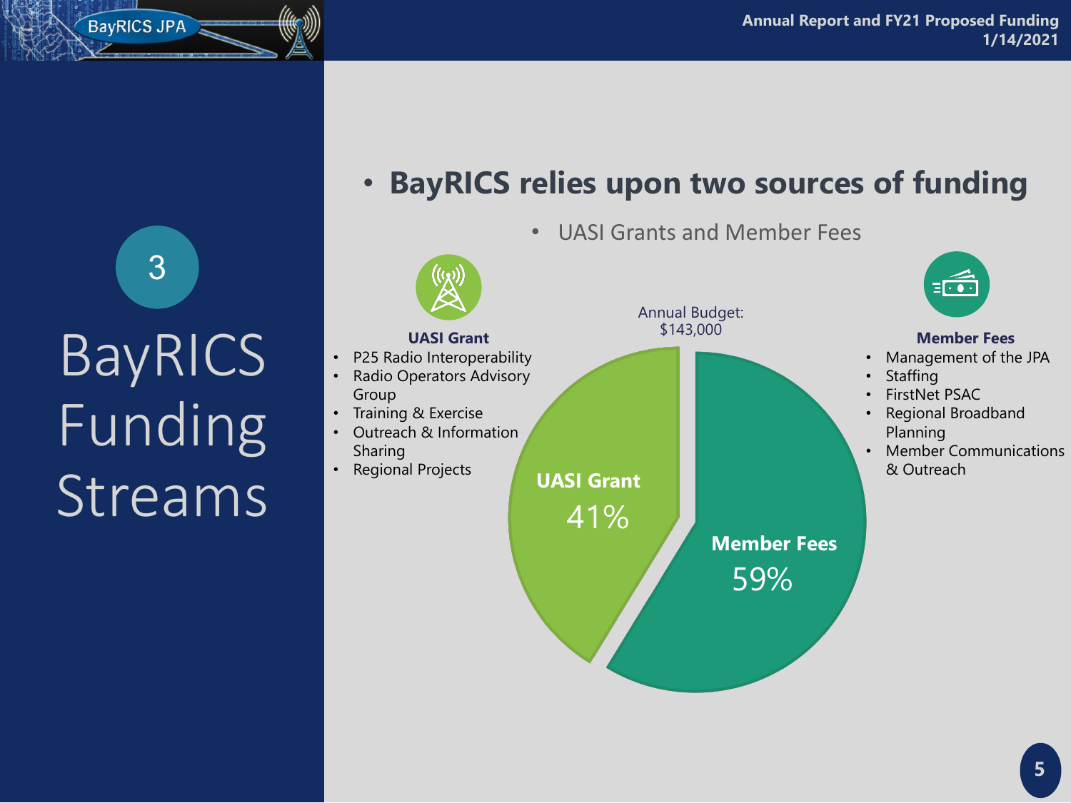# 3 BayRICS Funding Streams

- **BayRICS relies upon two sources of funding**
  - UASI Grants and Member Fees

**UASI Grant**

- P25 Radio Interoperability
- Radio Operators Advisory Group
- Training & Exercise
- Outreach & Information Sharing
- Regional Projects

Annual Budget: $143,000

| Source | Share |
| --- | --- |
| UASI Grant | 41% |
| Member Fees | 59% |

**Member Fees**

- Management of the JPA
- Staffing
- FirstNet PSAC
- Regional Broadband Planning
- Member Communications & Outreach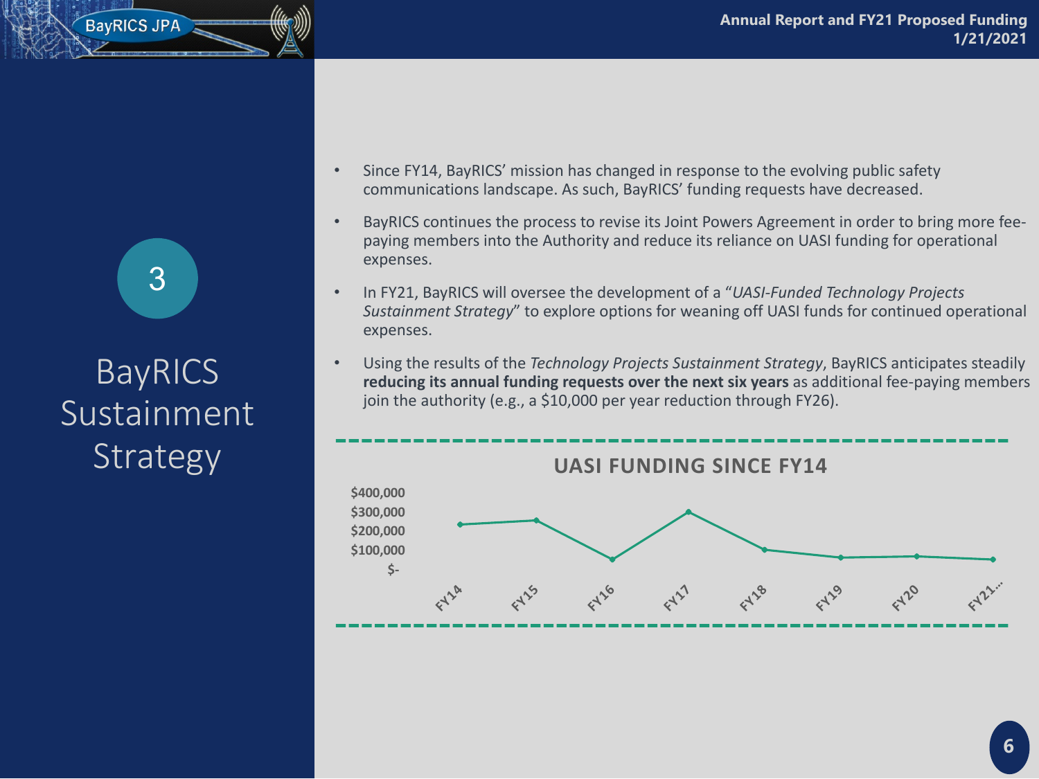3

# BayRICS Sustainment Strategy

- Since FY14, BayRICS' mission has changed in response to the evolving public safety communications landscape. As such, BayRICS' funding requests have decreased.
- BayRICS continues the process to revise its Joint Powers Agreement in order to bring more fee-paying members into the Authority and reduce its reliance on UASI funding for operational expenses.
- In FY21, BayRICS will oversee the development of a "*UASI-Funded Technology Projects Sustainment Strategy*" to explore options for weaning off UASI funds for continued operational expenses.
- Using the results of the *Technology Projects Sustainment Strategy*, BayRICS anticipates steadily **reducing its annual funding requests over the next six years** as additional fee-paying members join the authority (e.g., a $10,000 per year reduction through FY26).

## UASI FUNDING SINCE FY14

$400,000
$300,000
$200,000
$100,000
$-

FY14 FY15 FY16 FY17 FY18 FY19 FY20 FY21...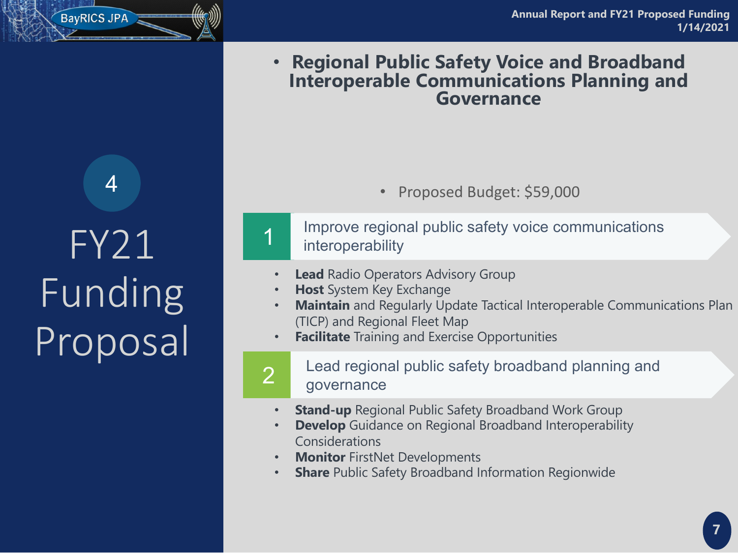# 4 FY21 Funding Proposal

- **Regional Public Safety Voice and Broadband Interoperable Communications Planning and Governance**

- Proposed Budget: $59,000

## 1 Improve regional public safety voice communications interoperability

- **Lead** Radio Operators Advisory Group
- **Host** System Key Exchange
- **Maintain** and Regularly Update Tactical Interoperable Communications Plan (TICP) and Regional Fleet Map
- **Facilitate** Training and Exercise Opportunities

## 2 Lead regional public safety broadband planning and governance

- **Stand-up** Regional Public Safety Broadband Work Group
- **Develop** Guidance on Regional Broadband Interoperability Considerations
- **Monitor** FirstNet Developments
- **Share** Public Safety Broadband Information Regionwide